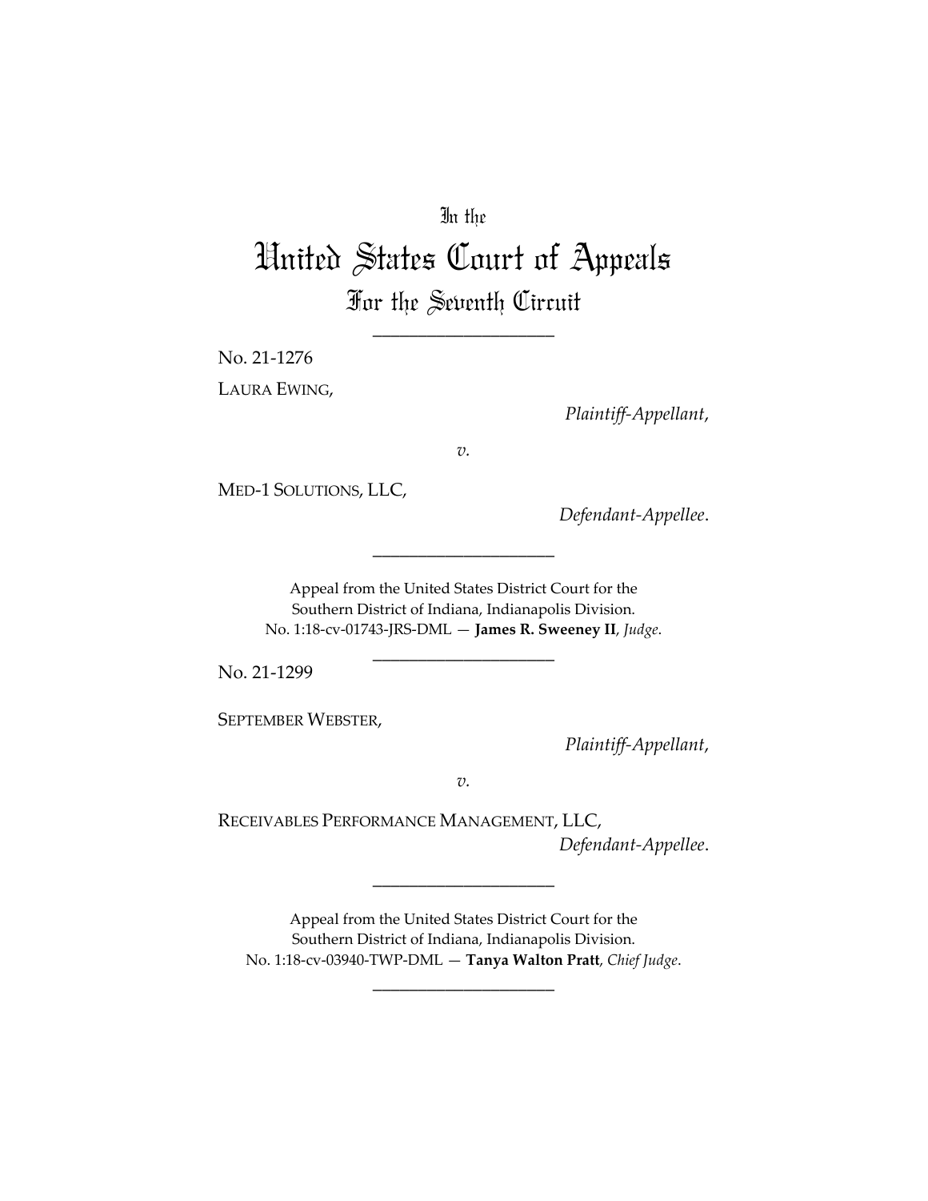In the

# United States Court of Appeals

## For the Seventh Circuit

\_\_\_\_\_\_\_\_\_\_\_\_\_\_\_\_\_\_\_\_

No. 21-1276

LAURA EWING,

*Plaintiff-Appellant*,

*v.*

MED-1 SOLUTIONS, LLC,

*Defendant-Appellee*.

\_\_\_\_\_\_\_\_\_\_\_\_\_\_\_\_\_\_\_\_

Appeal from the United States District Court for the Southern District of Indiana, Indianapolis Division.
No. 1:18-cv-01743-JRS-DML — **James R. Sweeney II**, *Judge*.

\_\_\_\_\_\_\_\_\_\_\_\_\_\_\_\_\_\_\_\_

No. 21-1299

SEPTEMBER WEBSTER,

*Plaintiff-Appellant*,

*v.*

RECEIVABLES PERFORMANCE MANAGEMENT, LLC,

*Defendant-Appellee*.

\_\_\_\_\_\_\_\_\_\_\_\_\_\_\_\_\_\_\_\_

Appeal from the United States District Court for the Southern District of Indiana, Indianapolis Division.
No. 1:18-cv-03940-TWP-DML — **Tanya Walton Pratt**, *Chief Judge*.

\_\_\_\_\_\_\_\_\_\_\_\_\_\_\_\_\_\_\_\_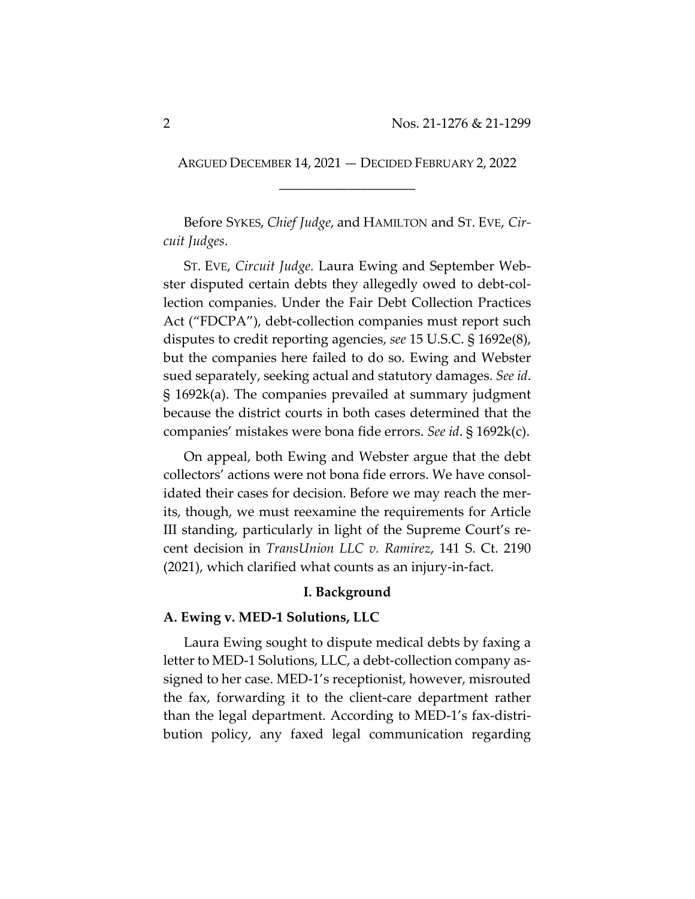ARGUED DECEMBER 14, 2021 — DECIDED FEBRUARY 2, 2022

____________________

Before SYKES, *Chief Judge*, and HAMILTON and ST. EVE, *Circuit Judges*.

ST. EVE, *Circuit Judge.* Laura Ewing and September Webster disputed certain debts they allegedly owed to debt-collection companies. Under the Fair Debt Collection Practices Act ("FDCPA"), debt-collection companies must report such disputes to credit reporting agencies, *see* 15 U.S.C. § 1692e(8), but the companies here failed to do so. Ewing and Webster sued separately, seeking actual and statutory damages. *See id*. § 1692k(a). The companies prevailed at summary judgment because the district courts in both cases determined that the companies' mistakes were bona fide errors. *See id*. § 1692k(c).

On appeal, both Ewing and Webster argue that the debt collectors' actions were not bona fide errors. We have consolidated their cases for decision. Before we may reach the merits, though, we must reexamine the requirements for Article III standing, particularly in light of the Supreme Court's recent decision in *TransUnion LLC v. Ramirez*, 141 S. Ct. 2190 (2021), which clarified what counts as an injury-in-fact.

## I. Background

### A. Ewing v. MED-1 Solutions, LLC

Laura Ewing sought to dispute medical debts by faxing a letter to MED-1 Solutions, LLC, a debt-collection company assigned to her case. MED-1's receptionist, however, misrouted the fax, forwarding it to the client-care department rather than the legal department. According to MED-1's fax-distribution policy, any faxed legal communication regarding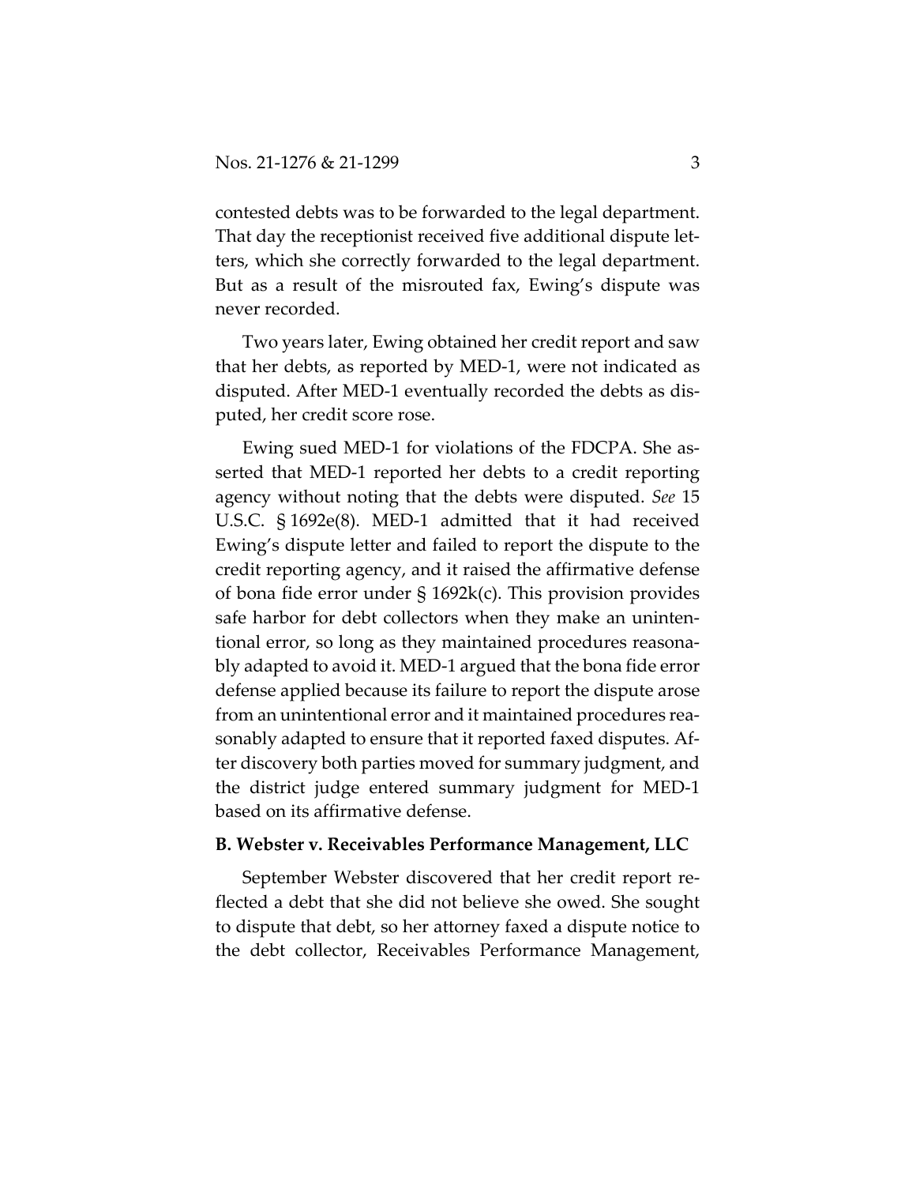contested debts was to be forwarded to the legal department. That day the receptionist received five additional dispute letters, which she correctly forwarded to the legal department. But as a result of the misrouted fax, Ewing's dispute was never recorded.

Two years later, Ewing obtained her credit report and saw that her debts, as reported by MED-1, were not indicated as disputed. After MED-1 eventually recorded the debts as disputed, her credit score rose.

Ewing sued MED-1 for violations of the FDCPA. She asserted that MED-1 reported her debts to a credit reporting agency without noting that the debts were disputed. *See* 15 U.S.C. § 1692e(8). MED-1 admitted that it had received Ewing's dispute letter and failed to report the dispute to the credit reporting agency, and it raised the affirmative defense of bona fide error under § 1692k(c). This provision provides safe harbor for debt collectors when they make an unintentional error, so long as they maintained procedures reasonably adapted to avoid it. MED-1 argued that the bona fide error defense applied because its failure to report the dispute arose from an unintentional error and it maintained procedures reasonably adapted to ensure that it reported faxed disputes. After discovery both parties moved for summary judgment, and the district judge entered summary judgment for MED-1 based on its affirmative defense.

**B. Webster v. Receivables Performance Management, LLC**

September Webster discovered that her credit report reflected a debt that she did not believe she owed. She sought to dispute that debt, so her attorney faxed a dispute notice to the debt collector, Receivables Performance Management,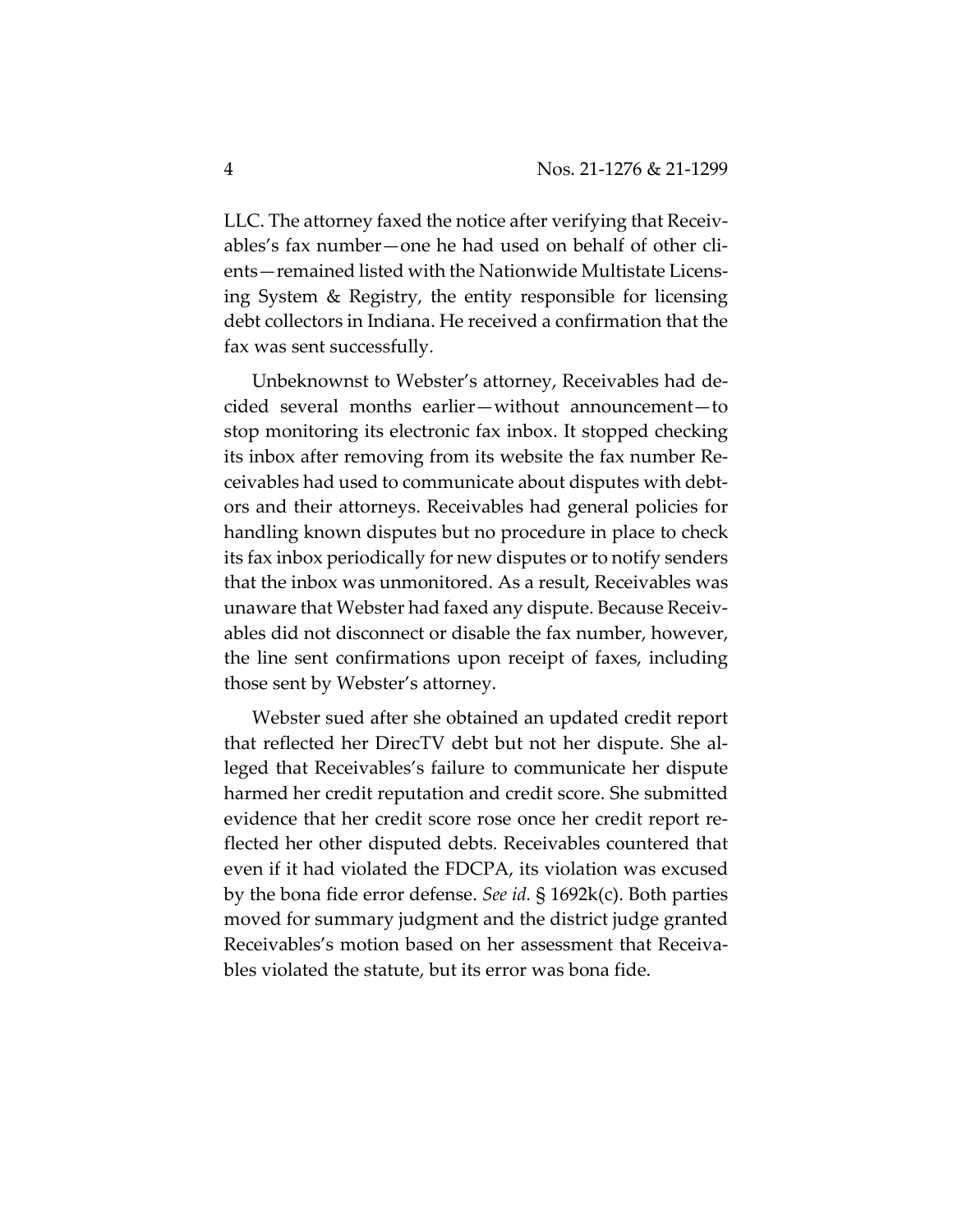LLC. The attorney faxed the notice after verifying that Receivables's fax number—one he had used on behalf of other clients—remained listed with the Nationwide Multistate Licensing System & Registry, the entity responsible for licensing debt collectors in Indiana. He received a confirmation that the fax was sent successfully.

Unbeknownst to Webster's attorney, Receivables had decided several months earlier—without announcement—to stop monitoring its electronic fax inbox. It stopped checking its inbox after removing from its website the fax number Receivables had used to communicate about disputes with debtors and their attorneys. Receivables had general policies for handling known disputes but no procedure in place to check its fax inbox periodically for new disputes or to notify senders that the inbox was unmonitored. As a result, Receivables was unaware that Webster had faxed any dispute. Because Receivables did not disconnect or disable the fax number, however, the line sent confirmations upon receipt of faxes, including those sent by Webster's attorney.

Webster sued after she obtained an updated credit report that reflected her DirecTV debt but not her dispute. She alleged that Receivables's failure to communicate her dispute harmed her credit reputation and credit score. She submitted evidence that her credit score rose once her credit report reflected her other disputed debts. Receivables countered that even if it had violated the FDCPA, its violation was excused by the bona fide error defense. *See id.* § 1692k(c). Both parties moved for summary judgment and the district judge granted Receivables's motion based on her assessment that Receivables violated the statute, but its error was bona fide.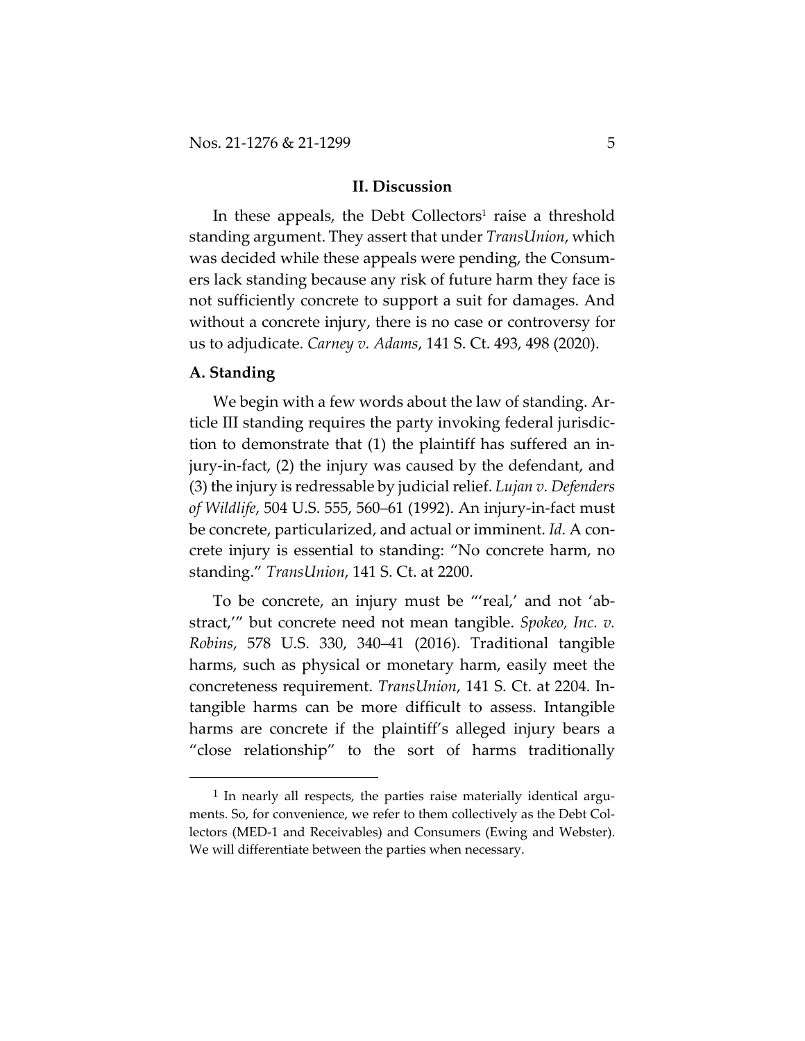## II. Discussion

In these appeals, the Debt Collectors[1] raise a threshold standing argument. They assert that under *TransUnion*, which was decided while these appeals were pending, the Consumers lack standing because any risk of future harm they face is not sufficiently concrete to support a suit for damages. And without a concrete injury, there is no case or controversy for us to adjudicate. *Carney v. Adams*, 141 S. Ct. 493, 498 (2020).

### A. Standing

We begin with a few words about the law of standing. Article III standing requires the party invoking federal jurisdiction to demonstrate that (1) the plaintiff has suffered an injury-in-fact, (2) the injury was caused by the defendant, and (3) the injury is redressable by judicial relief. *Lujan v. Defenders of Wildlife*, 504 U.S. 555, 560–61 (1992). An injury-in-fact must be concrete, particularized, and actual or imminent. *Id.* A concrete injury is essential to standing: "No concrete harm, no standing." *TransUnion*, 141 S. Ct. at 2200.

To be concrete, an injury must be "'real,' and not 'abstract,'" but concrete need not mean tangible. *Spokeo, Inc. v. Robins*, 578 U.S. 330, 340–41 (2016). Traditional tangible harms, such as physical or monetary harm, easily meet the concreteness requirement. *TransUnion*, 141 S. Ct. at 2204. Intangible harms can be more difficult to assess. Intangible harms are concrete if the plaintiff's alleged injury bears a "close relationship" to the sort of harms traditionally

---

[1] In nearly all respects, the parties raise materially identical arguments. So, for convenience, we refer to them collectively as the Debt Collectors (MED-1 and Receivables) and Consumers (Ewing and Webster). We will differentiate between the parties when necessary.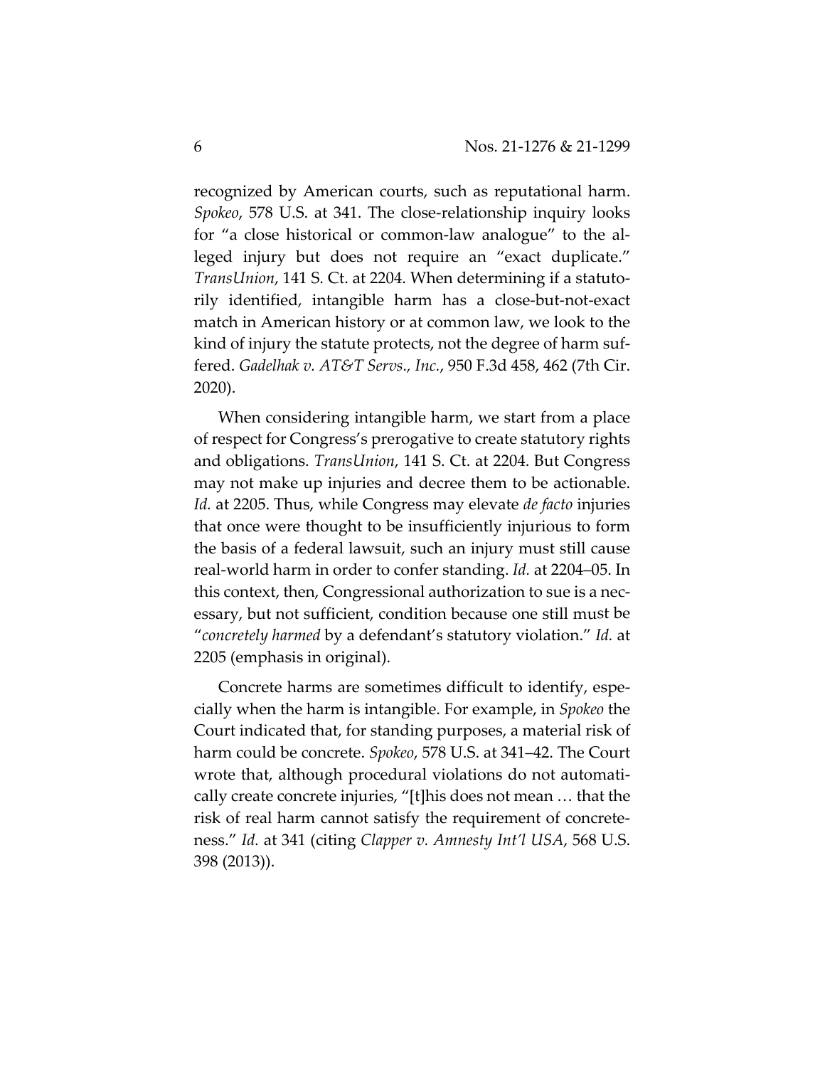recognized by American courts, such as reputational harm. *Spokeo*, 578 U.S. at 341. The close-relationship inquiry looks for "a close historical or common-law analogue" to the alleged injury but does not require an "exact duplicate." *TransUnion*, 141 S. Ct. at 2204. When determining if a statutorily identified, intangible harm has a close-but-not-exact match in American history or at common law, we look to the kind of injury the statute protects, not the degree of harm suffered. *Gadelhak v. AT&T Servs., Inc.*, 950 F.3d 458, 462 (7th Cir. 2020).

When considering intangible harm, we start from a place of respect for Congress's prerogative to create statutory rights and obligations. *TransUnion*, 141 S. Ct. at 2204. But Congress may not make up injuries and decree them to be actionable. *Id.* at 2205. Thus, while Congress may elevate *de facto* injuries that once were thought to be insufficiently injurious to form the basis of a federal lawsuit, such an injury must still cause real-world harm in order to confer standing. *Id.* at 2204–05. In this context, then, Congressional authorization to sue is a necessary, but not sufficient, condition because one still must be "*concretely harmed* by a defendant's statutory violation." *Id.* at 2205 (emphasis in original).

Concrete harms are sometimes difficult to identify, especially when the harm is intangible. For example, in *Spokeo* the Court indicated that, for standing purposes, a material risk of harm could be concrete. *Spokeo*, 578 U.S. at 341–42. The Court wrote that, although procedural violations do not automatically create concrete injuries, "[t]his does not mean … that the risk of real harm cannot satisfy the requirement of concreteness." *Id.* at 341 (citing *Clapper v. Amnesty Int'l USA*, 568 U.S. 398 (2013)).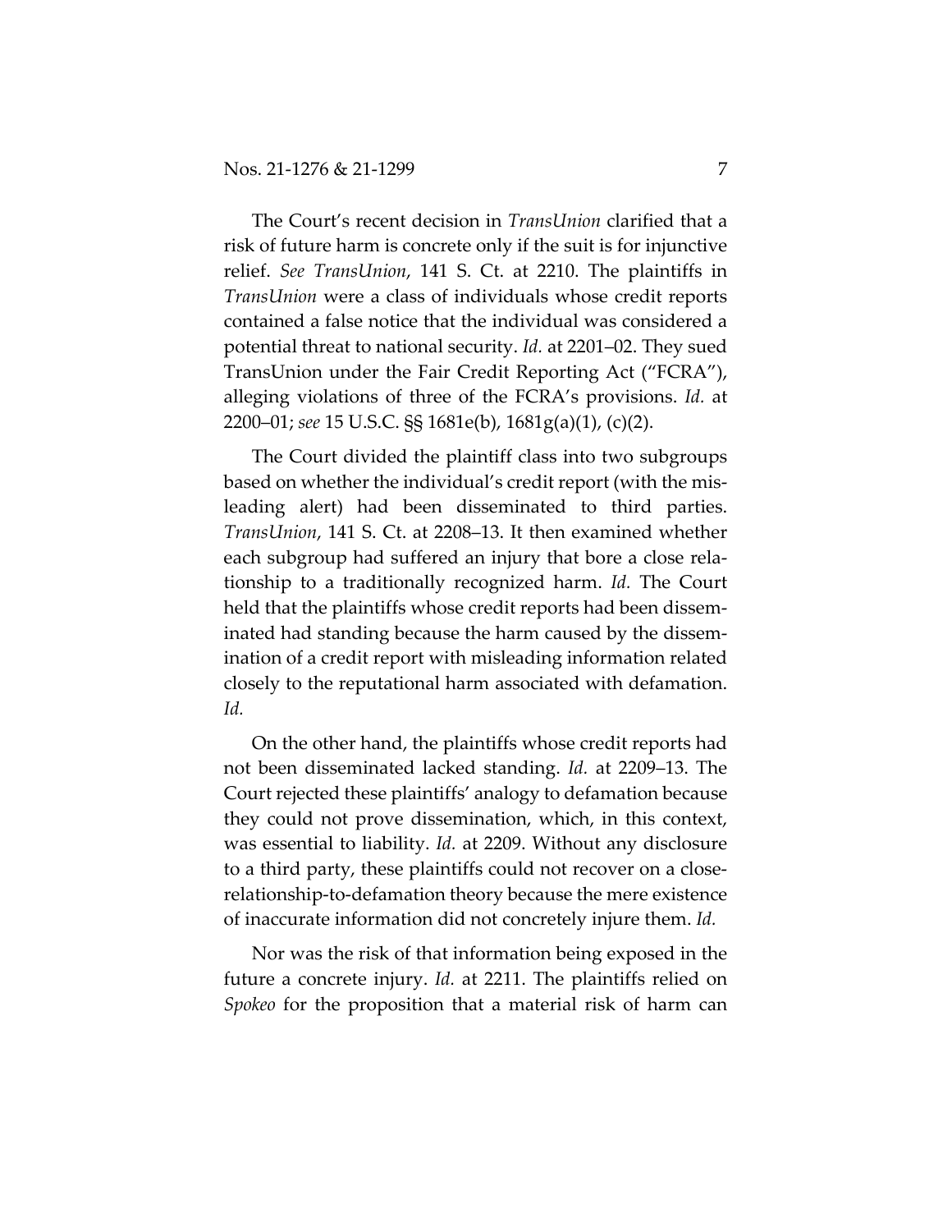The Court's recent decision in *TransUnion* clarified that a risk of future harm is concrete only if the suit is for injunctive relief. *See TransUnion*, 141 S. Ct. at 2210. The plaintiffs in *TransUnion* were a class of individuals whose credit reports contained a false notice that the individual was considered a potential threat to national security. *Id.* at 2201–02. They sued TransUnion under the Fair Credit Reporting Act ("FCRA"), alleging violations of three of the FCRA's provisions. *Id.* at 2200–01; *see* 15 U.S.C. §§ 1681e(b), 1681g(a)(1), (c)(2).

The Court divided the plaintiff class into two subgroups based on whether the individual's credit report (with the misleading alert) had been disseminated to third parties. *TransUnion*, 141 S. Ct. at 2208–13. It then examined whether each subgroup had suffered an injury that bore a close relationship to a traditionally recognized harm. *Id.* The Court held that the plaintiffs whose credit reports had been disseminated had standing because the harm caused by the dissemination of a credit report with misleading information related closely to the reputational harm associated with defamation. *Id.*

On the other hand, the plaintiffs whose credit reports had not been disseminated lacked standing. *Id.* at 2209–13. The Court rejected these plaintiffs' analogy to defamation because they could not prove dissemination, which, in this context, was essential to liability. *Id.* at 2209. Without any disclosure to a third party, these plaintiffs could not recover on a close-relationship-to-defamation theory because the mere existence of inaccurate information did not concretely injure them. *Id.*

Nor was the risk of that information being exposed in the future a concrete injury. *Id.* at 2211. The plaintiffs relied on *Spokeo* for the proposition that a material risk of harm can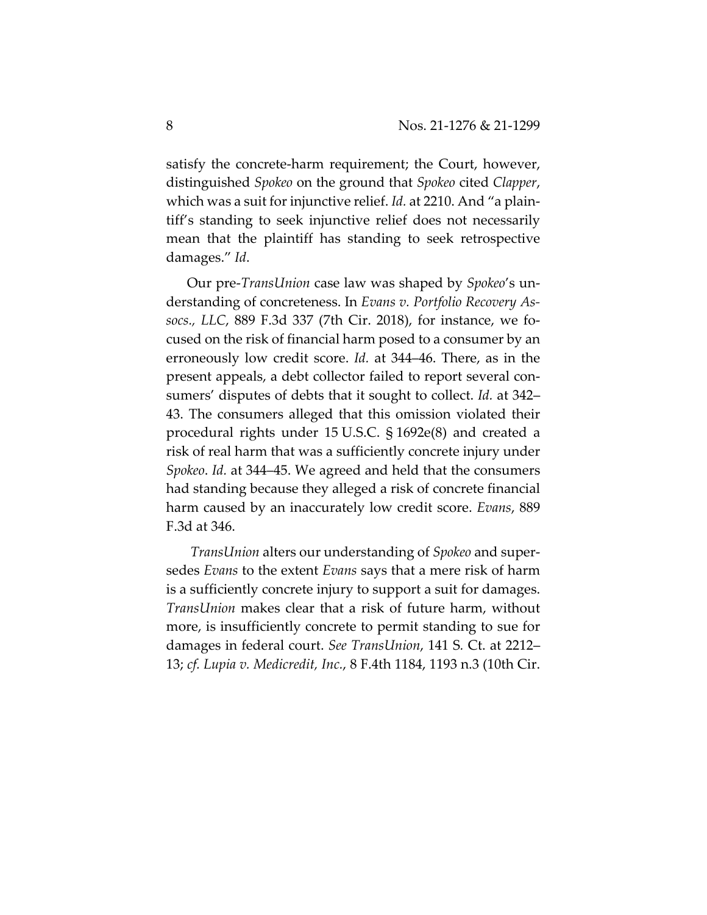satisfy the concrete-harm requirement; the Court, however, distinguished *Spokeo* on the ground that *Spokeo* cited *Clapper*, which was a suit for injunctive relief. *Id.* at 2210. And "a plaintiff's standing to seek injunctive relief does not necessarily mean that the plaintiff has standing to seek retrospective damages." *Id*.

Our pre-*TransUnion* case law was shaped by *Spokeo*'s understanding of concreteness. In *Evans v. Portfolio Recovery Assocs., LLC*, 889 F.3d 337 (7th Cir. 2018), for instance, we focused on the risk of financial harm posed to a consumer by an erroneously low credit score. *Id.* at 344–46. There, as in the present appeals, a debt collector failed to report several consumers' disputes of debts that it sought to collect. *Id.* at 342–43. The consumers alleged that this omission violated their procedural rights under 15 U.S.C. § 1692e(8) and created a risk of real harm that was a sufficiently concrete injury under *Spokeo*. *Id.* at 344–45. We agreed and held that the consumers had standing because they alleged a risk of concrete financial harm caused by an inaccurately low credit score. *Evans*, 889 F.3d at 346.

*TransUnion* alters our understanding of *Spokeo* and supersedes *Evans* to the extent *Evans* says that a mere risk of harm is a sufficiently concrete injury to support a suit for damages. *TransUnion* makes clear that a risk of future harm, without more, is insufficiently concrete to permit standing to sue for damages in federal court. *See TransUnion*, 141 S. Ct. at 2212–13; *cf. Lupia v. Medicredit, Inc.*, 8 F.4th 1184, 1193 n.3 (10th Cir.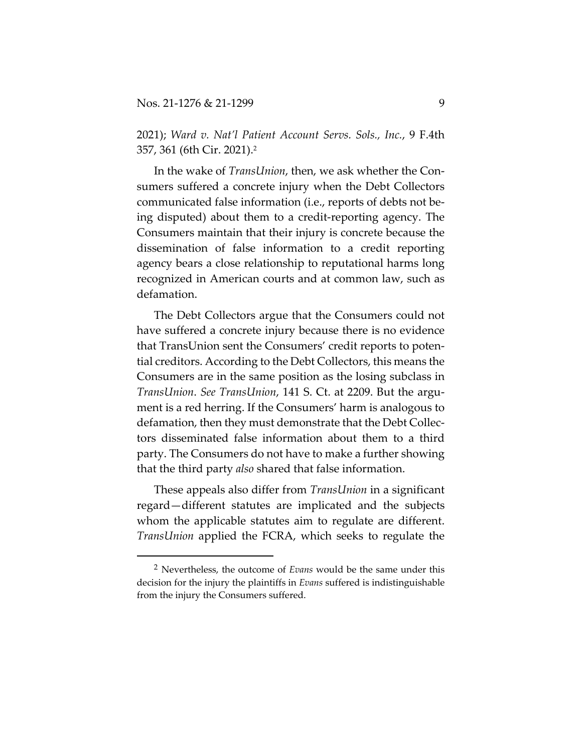2021); *Ward v. Nat'l Patient Account Servs. Sols., Inc.*, 9 F.4th 357, 361 (6th Cir. 2021).[2]

In the wake of *TransUnion*, then, we ask whether the Consumers suffered a concrete injury when the Debt Collectors communicated false information (i.e., reports of debts not being disputed) about them to a credit-reporting agency. The Consumers maintain that their injury is concrete because the dissemination of false information to a credit reporting agency bears a close relationship to reputational harms long recognized in American courts and at common law, such as defamation.

The Debt Collectors argue that the Consumers could not have suffered a concrete injury because there is no evidence that TransUnion sent the Consumers' credit reports to potential creditors. According to the Debt Collectors, this means the Consumers are in the same position as the losing subclass in *TransUnion*. *See TransUnion*, 141 S. Ct. at 2209. But the argument is a red herring. If the Consumers' harm is analogous to defamation, then they must demonstrate that the Debt Collectors disseminated false information about them to a third party. The Consumers do not have to make a further showing that the third party *also* shared that false information.

These appeals also differ from *TransUnion* in a significant regard—different statutes are implicated and the subjects whom the applicable statutes aim to regulate are different. *TransUnion* applied the FCRA, which seeks to regulate the

---

[2] Nevertheless, the outcome of *Evans* would be the same under this decision for the injury the plaintiffs in *Evans* suffered is indistinguishable from the injury the Consumers suffered.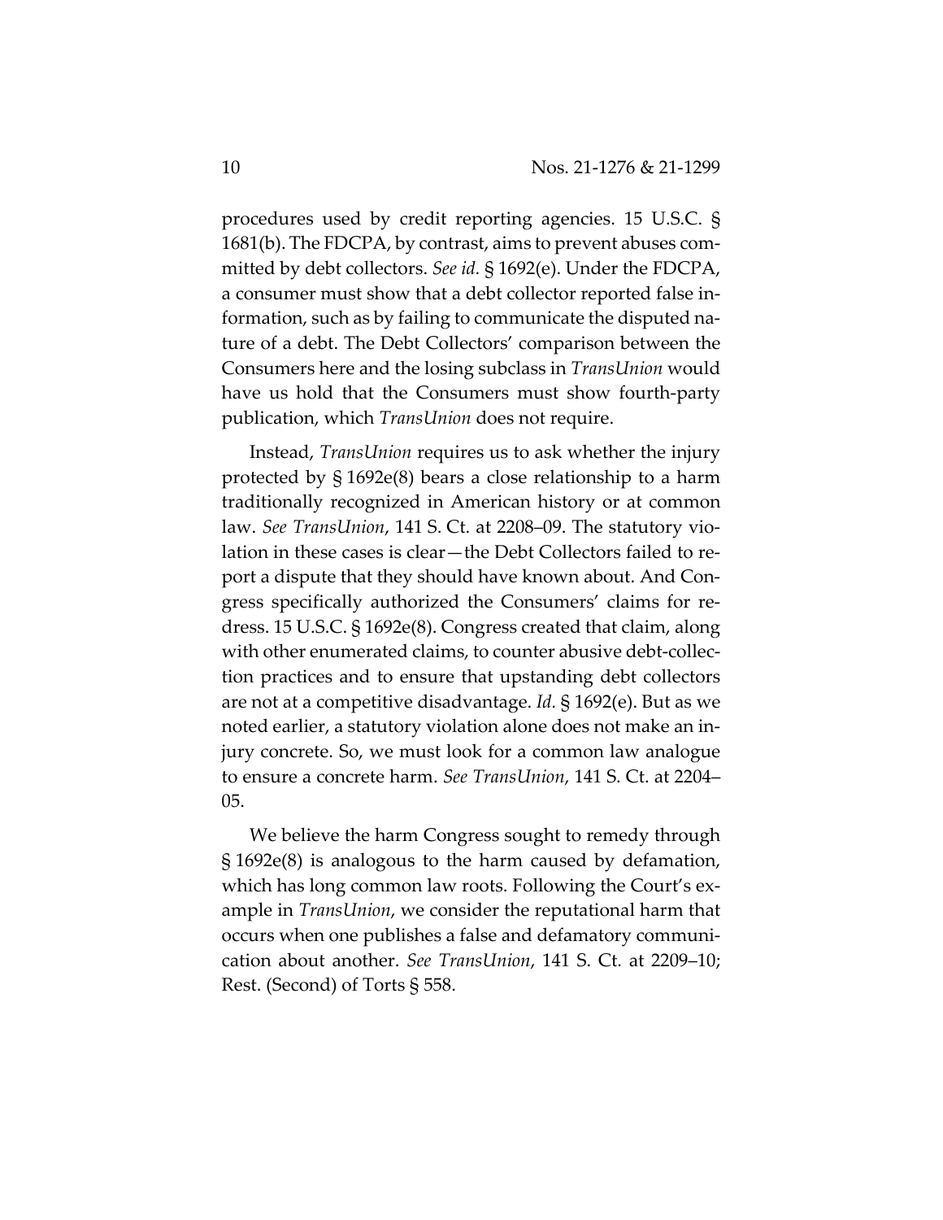procedures used by credit reporting agencies. 15 U.S.C. § 1681(b). The FDCPA, by contrast, aims to prevent abuses committed by debt collectors. *See id.* § 1692(e). Under the FDCPA, a consumer must show that a debt collector reported false information, such as by failing to communicate the disputed nature of a debt. The Debt Collectors' comparison between the Consumers here and the losing subclass in *TransUnion* would have us hold that the Consumers must show fourth-party publication, which *TransUnion* does not require.

Instead, *TransUnion* requires us to ask whether the injury protected by § 1692e(8) bears a close relationship to a harm traditionally recognized in American history or at common law. *See TransUnion*, 141 S. Ct. at 2208–09. The statutory violation in these cases is clear—the Debt Collectors failed to report a dispute that they should have known about. And Congress specifically authorized the Consumers' claims for redress. 15 U.S.C. § 1692e(8). Congress created that claim, along with other enumerated claims, to counter abusive debt-collection practices and to ensure that upstanding debt collectors are not at a competitive disadvantage. *Id.* § 1692(e). But as we noted earlier, a statutory violation alone does not make an injury concrete. So, we must look for a common law analogue to ensure a concrete harm. *See TransUnion*, 141 S. Ct. at 2204–05.

We believe the harm Congress sought to remedy through § 1692e(8) is analogous to the harm caused by defamation, which has long common law roots. Following the Court's example in *TransUnion*, we consider the reputational harm that occurs when one publishes a false and defamatory communication about another. *See TransUnion*, 141 S. Ct. at 2209–10; Rest. (Second) of Torts § 558.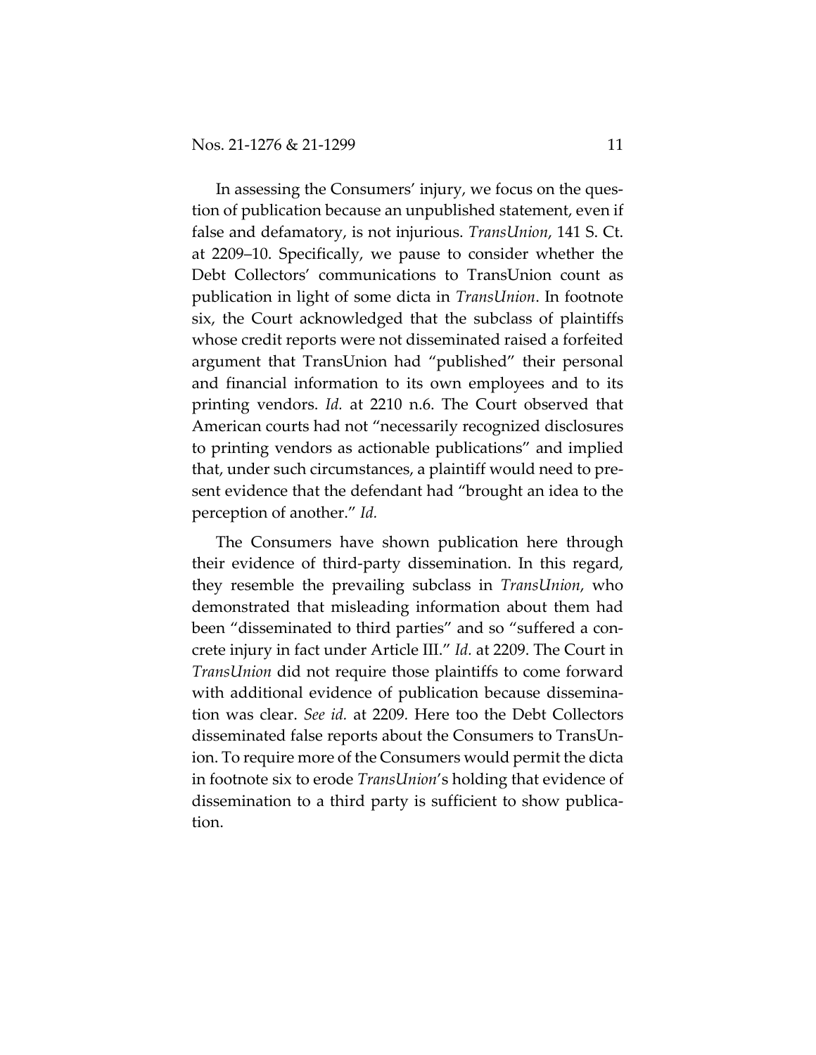In assessing the Consumers' injury, we focus on the question of publication because an unpublished statement, even if false and defamatory, is not injurious. *TransUnion*, 141 S. Ct. at 2209–10. Specifically, we pause to consider whether the Debt Collectors' communications to TransUnion count as publication in light of some dicta in *TransUnion*. In footnote six, the Court acknowledged that the subclass of plaintiffs whose credit reports were not disseminated raised a forfeited argument that TransUnion had "published" their personal and financial information to its own employees and to its printing vendors. *Id.* at 2210 n.6. The Court observed that American courts had not "necessarily recognized disclosures to printing vendors as actionable publications" and implied that, under such circumstances, a plaintiff would need to present evidence that the defendant had "brought an idea to the perception of another." *Id.*

The Consumers have shown publication here through their evidence of third-party dissemination. In this regard, they resemble the prevailing subclass in *TransUnion*, who demonstrated that misleading information about them had been "disseminated to third parties" and so "suffered a concrete injury in fact under Article III." *Id.* at 2209. The Court in *TransUnion* did not require those plaintiffs to come forward with additional evidence of publication because dissemination was clear. *See id.* at 2209. Here too the Debt Collectors disseminated false reports about the Consumers to TransUnion. To require more of the Consumers would permit the dicta in footnote six to erode *TransUnion*'s holding that evidence of dissemination to a third party is sufficient to show publication.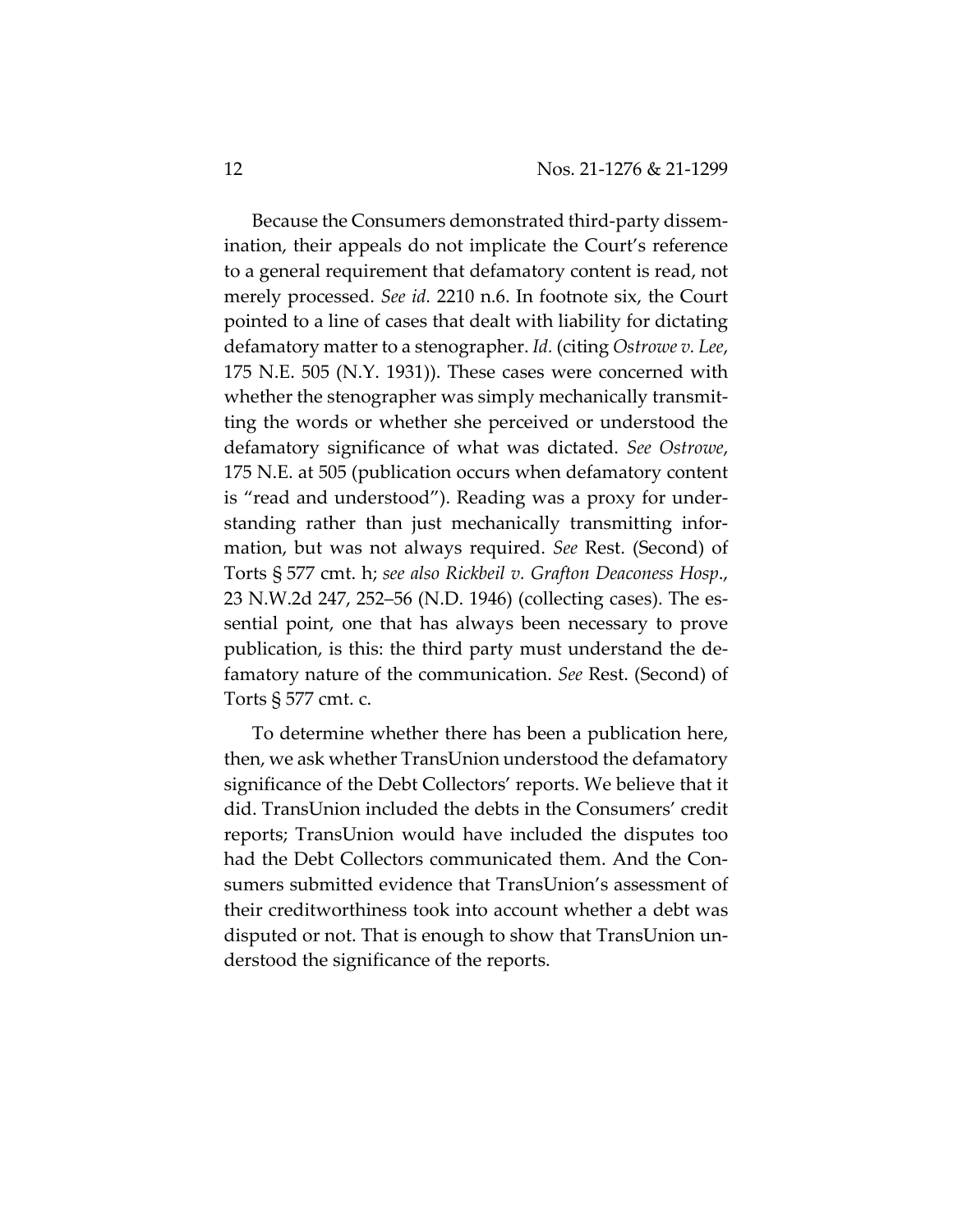Because the Consumers demonstrated third-party dissemination, their appeals do not implicate the Court's reference to a general requirement that defamatory content is read, not merely processed. *See id.* 2210 n.6. In footnote six, the Court pointed to a line of cases that dealt with liability for dictating defamatory matter to a stenographer. *Id.* (citing *Ostrowe v. Lee*, 175 N.E. 505 (N.Y. 1931)). These cases were concerned with whether the stenographer was simply mechanically transmitting the words or whether she perceived or understood the defamatory significance of what was dictated. *See Ostrowe*, 175 N.E. at 505 (publication occurs when defamatory content is "read and understood"). Reading was a proxy for understanding rather than just mechanically transmitting information, but was not always required. *See* Rest. (Second) of Torts § 577 cmt. h; *see also Rickbeil v. Grafton Deaconess Hosp.*, 23 N.W.2d 247, 252–56 (N.D. 1946) (collecting cases). The essential point, one that has always been necessary to prove publication, is this: the third party must understand the defamatory nature of the communication. *See* Rest. (Second) of Torts § 577 cmt. c.

To determine whether there has been a publication here, then, we ask whether TransUnion understood the defamatory significance of the Debt Collectors' reports. We believe that it did. TransUnion included the debts in the Consumers' credit reports; TransUnion would have included the disputes too had the Debt Collectors communicated them. And the Consumers submitted evidence that TransUnion's assessment of their creditworthiness took into account whether a debt was disputed or not. That is enough to show that TransUnion understood the significance of the reports.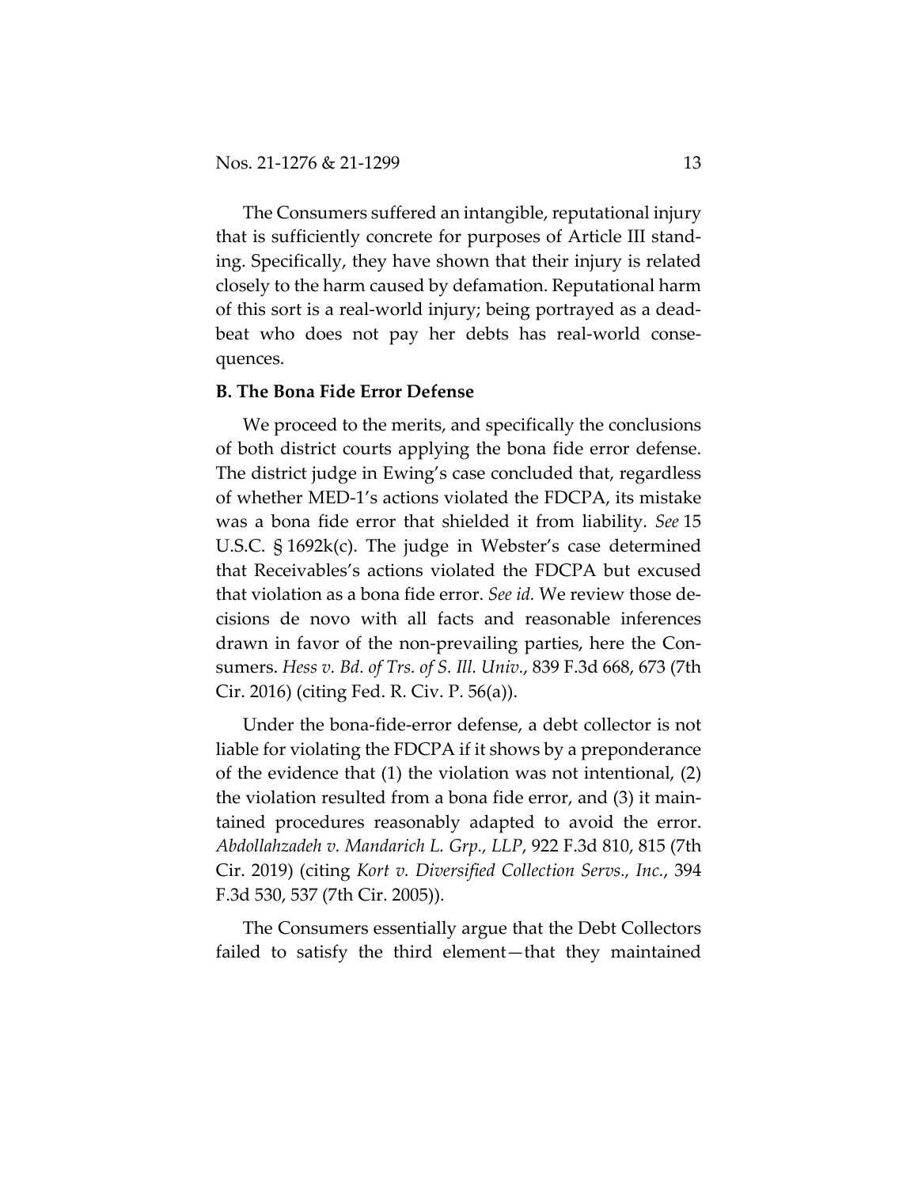The Consumers suffered an intangible, reputational injury that is sufficiently concrete for purposes of Article III standing. Specifically, they have shown that their injury is related closely to the harm caused by defamation. Reputational harm of this sort is a real-world injury; being portrayed as a deadbeat who does not pay her debts has real-world consequences.

**B. The Bona Fide Error Defense**

We proceed to the merits, and specifically the conclusions of both district courts applying the bona fide error defense. The district judge in Ewing's case concluded that, regardless of whether MED-1's actions violated the FDCPA, its mistake was a bona fide error that shielded it from liability. *See* 15 U.S.C. § 1692k(c). The judge in Webster's case determined that Receivables's actions violated the FDCPA but excused that violation as a bona fide error. *See id.* We review those decisions de novo with all facts and reasonable inferences drawn in favor of the non-prevailing parties, here the Consumers. *Hess v. Bd. of Trs. of S. Ill. Univ.*, 839 F.3d 668, 673 (7th Cir. 2016) (citing Fed. R. Civ. P. 56(a)).

Under the bona-fide-error defense, a debt collector is not liable for violating the FDCPA if it shows by a preponderance of the evidence that (1) the violation was not intentional, (2) the violation resulted from a bona fide error, and (3) it maintained procedures reasonably adapted to avoid the error. *Abdollahzadeh v. Mandarich L. Grp., LLP*, 922 F.3d 810, 815 (7th Cir. 2019) (citing *Kort v. Diversified Collection Servs., Inc.*, 394 F.3d 530, 537 (7th Cir. 2005)).

The Consumers essentially argue that the Debt Collectors failed to satisfy the third element—that they maintained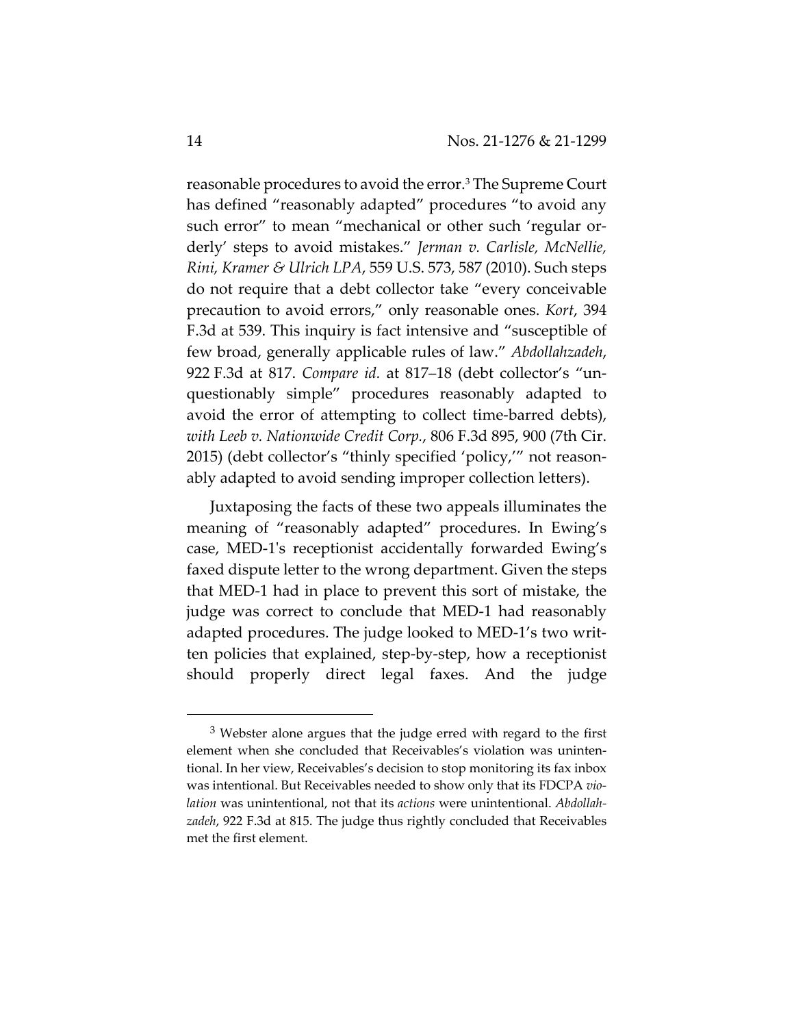reasonable procedures to avoid the error.[3] The Supreme Court has defined "reasonably adapted" procedures "to avoid any such error" to mean "mechanical or other such 'regular orderly' steps to avoid mistakes." *Jerman v. Carlisle, McNellie, Rini, Kramer & Ulrich LPA*, 559 U.S. 573, 587 (2010). Such steps do not require that a debt collector take "every conceivable precaution to avoid errors," only reasonable ones. *Kort*, 394 F.3d at 539. This inquiry is fact intensive and "susceptible of few broad, generally applicable rules of law." *Abdollahzadeh*, 922 F.3d at 817. *Compare id.* at 817–18 (debt collector's "unquestionably simple" procedures reasonably adapted to avoid the error of attempting to collect time-barred debts), *with Leeb v. Nationwide Credit Corp.*, 806 F.3d 895, 900 (7th Cir. 2015) (debt collector's "thinly specified 'policy,'" not reasonably adapted to avoid sending improper collection letters).

Juxtaposing the facts of these two appeals illuminates the meaning of "reasonably adapted" procedures. In Ewing's case, MED-1's receptionist accidentally forwarded Ewing's faxed dispute letter to the wrong department. Given the steps that MED-1 had in place to prevent this sort of mistake, the judge was correct to conclude that MED-1 had reasonably adapted procedures. The judge looked to MED-1's two written policies that explained, step-by-step, how a receptionist should properly direct legal faxes. And the judge

---

[3] Webster alone argues that the judge erred with regard to the first element when she concluded that Receivables's violation was unintentional. In her view, Receivables's decision to stop monitoring its fax inbox was intentional. But Receivables needed to show only that its FDCPA *violation* was unintentional, not that its *actions* were unintentional. *Abdollahzadeh*, 922 F.3d at 815. The judge thus rightly concluded that Receivables met the first element.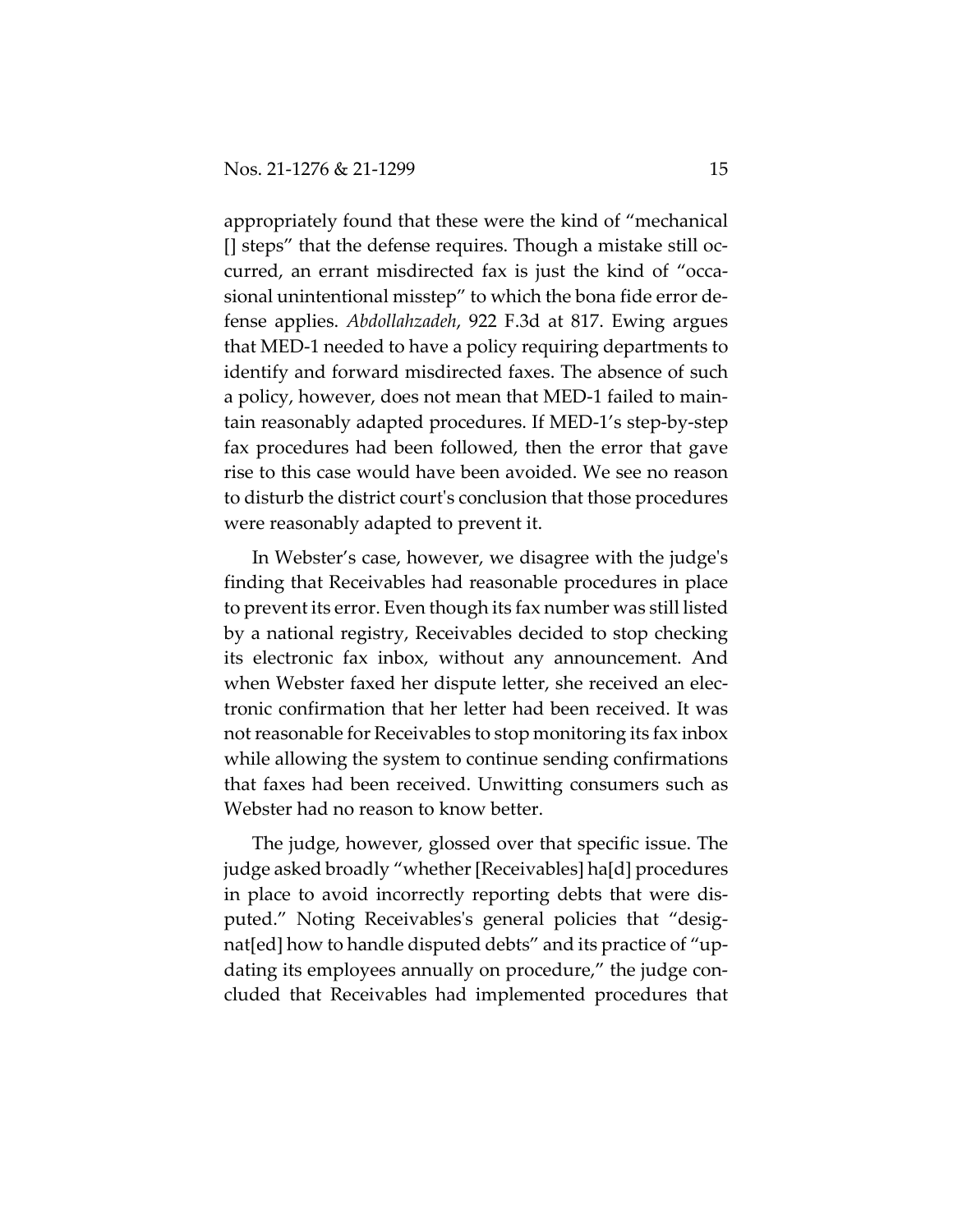appropriately found that these were the kind of "mechanical [] steps" that the defense requires. Though a mistake still occurred, an errant misdirected fax is just the kind of "occasional unintentional misstep" to which the bona fide error defense applies. *Abdollahzadeh*, 922 F.3d at 817. Ewing argues that MED-1 needed to have a policy requiring departments to identify and forward misdirected faxes. The absence of such a policy, however, does not mean that MED-1 failed to maintain reasonably adapted procedures. If MED-1's step-by-step fax procedures had been followed, then the error that gave rise to this case would have been avoided. We see no reason to disturb the district court's conclusion that those procedures were reasonably adapted to prevent it.

In Webster's case, however, we disagree with the judge's finding that Receivables had reasonable procedures in place to prevent its error. Even though its fax number was still listed by a national registry, Receivables decided to stop checking its electronic fax inbox, without any announcement. And when Webster faxed her dispute letter, she received an electronic confirmation that her letter had been received. It was not reasonable for Receivables to stop monitoring its fax inbox while allowing the system to continue sending confirmations that faxes had been received. Unwitting consumers such as Webster had no reason to know better.

The judge, however, glossed over that specific issue. The judge asked broadly "whether [Receivables] ha[d] procedures in place to avoid incorrectly reporting debts that were disputed." Noting Receivables's general policies that "designat[ed] how to handle disputed debts" and its practice of "updating its employees annually on procedure," the judge concluded that Receivables had implemented procedures that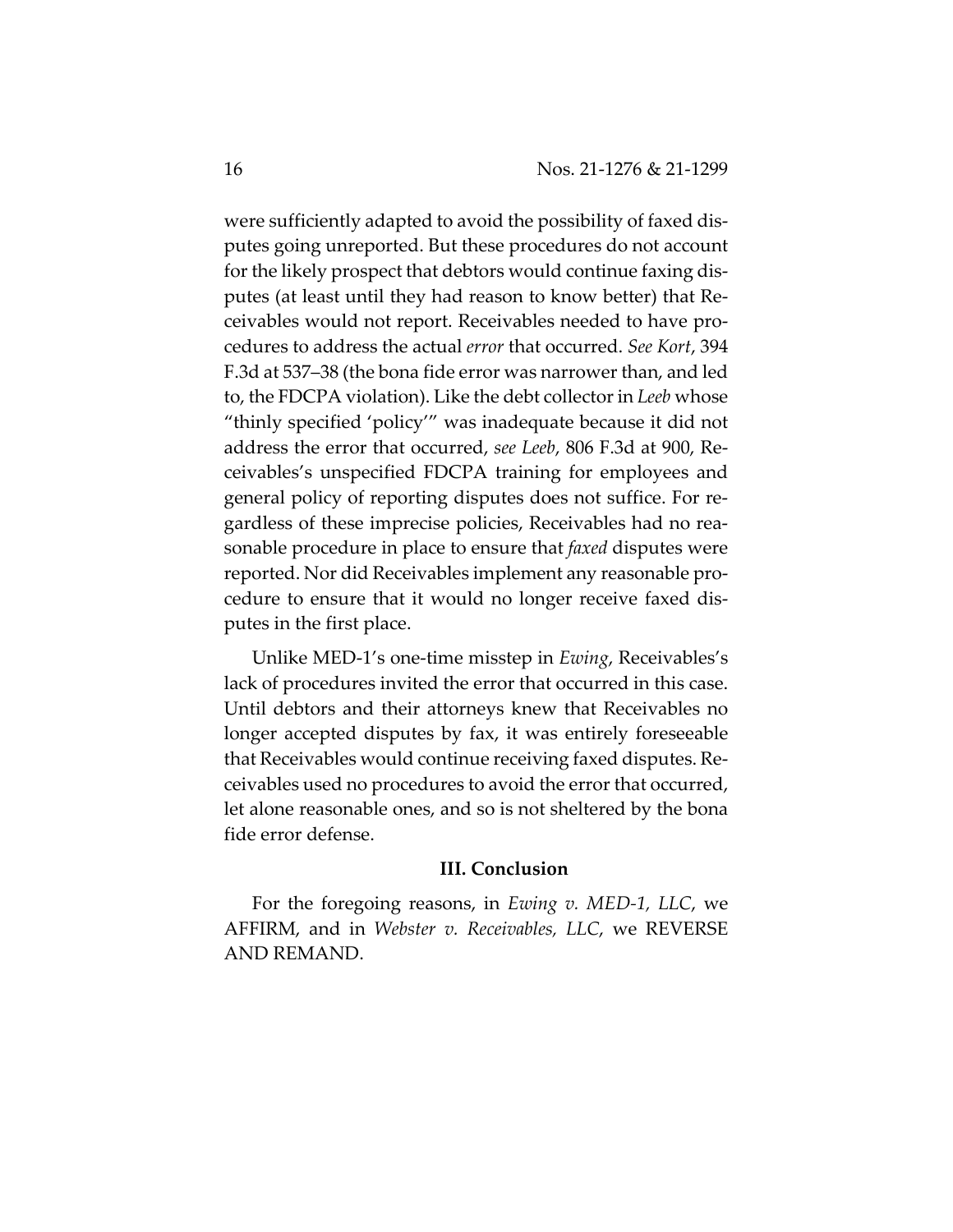were sufficiently adapted to avoid the possibility of faxed disputes going unreported. But these procedures do not account for the likely prospect that debtors would continue faxing disputes (at least until they had reason to know better) that Receivables would not report. Receivables needed to have procedures to address the actual *error* that occurred. *See Kort*, 394 F.3d at 537–38 (the bona fide error was narrower than, and led to, the FDCPA violation). Like the debt collector in *Leeb* whose "thinly specified 'policy'" was inadequate because it did not address the error that occurred, *see Leeb*, 806 F.3d at 900, Receivables's unspecified FDCPA training for employees and general policy of reporting disputes does not suffice. For regardless of these imprecise policies, Receivables had no reasonable procedure in place to ensure that *faxed* disputes were reported. Nor did Receivables implement any reasonable procedure to ensure that it would no longer receive faxed disputes in the first place.

Unlike MED-1's one-time misstep in *Ewing*, Receivables's lack of procedures invited the error that occurred in this case. Until debtors and their attorneys knew that Receivables no longer accepted disputes by fax, it was entirely foreseeable that Receivables would continue receiving faxed disputes. Receivables used no procedures to avoid the error that occurred, let alone reasonable ones, and so is not sheltered by the bona fide error defense.

### III. Conclusion

For the foregoing reasons, in *Ewing v. MED-1, LLC*, we AFFIRM, and in *Webster v. Receivables, LLC*, we REVERSE AND REMAND.